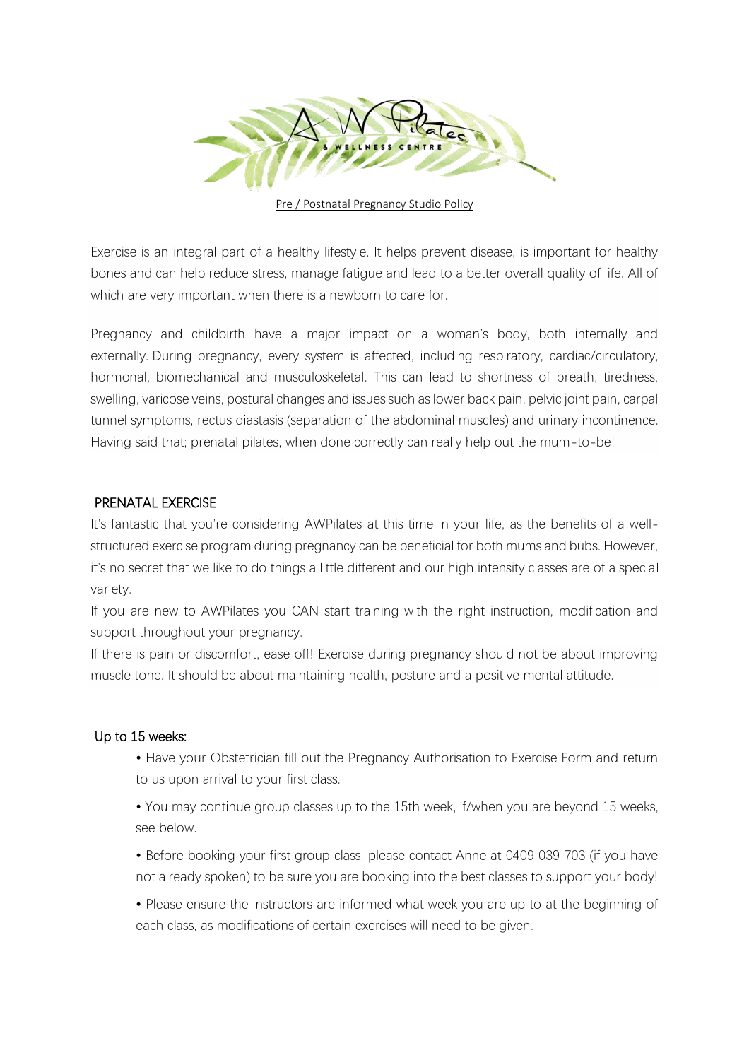AW Pilates & WELLNESS CENTRE

Pre / Postnatal Pregnancy Studio Policy

Exercise is an integral part of a healthy lifestyle. It helps prevent disease, is important for healthy bones and can help reduce stress, manage fatigue and lead to a better overall quality of life. All of which are very important when there is a newborn to care for.

Pregnancy and childbirth have a major impact on a woman's body, both internally and externally. During pregnancy, every system is affected, including respiratory, cardiac/circulatory, hormonal, biomechanical and musculoskeletal. This can lead to shortness of breath, tiredness, swelling, varicose veins, postural changes and issues such as lower back pain, pelvic joint pain, carpal tunnel symptoms, rectus diastasis (separation of the abdominal muscles) and urinary incontinence. Having said that; prenatal pilates, when done correctly can really help out the mum-to-be!

## PRENATAL EXERCISE

It's fantastic that you're considering AWPilates at this time in your life, as the benefits of a well-structured exercise program during pregnancy can be beneficial for both mums and bubs. However, it's no secret that we like to do things a little different and our high intensity classes are of a special variety.

If you are new to AWPilates you CAN start training with the right instruction, modification and support throughout your pregnancy.

If there is pain or discomfort, ease off! Exercise during pregnancy should not be about improving muscle tone. It should be about maintaining health, posture and a positive mental attitude.

### Up to 15 weeks:

- Have your Obstetrician fill out the Pregnancy Authorisation to Exercise Form and return to us upon arrival to your first class.
- You may continue group classes up to the 15th week, if/when you are beyond 15 weeks, see below.
- Before booking your first group class, please contact Anne at 0409 039 703 (if you have not already spoken) to be sure you are booking into the best classes to support your body!
- Please ensure the instructors are informed what week you are up to at the beginning of each class, as modifications of certain exercises will need to be given.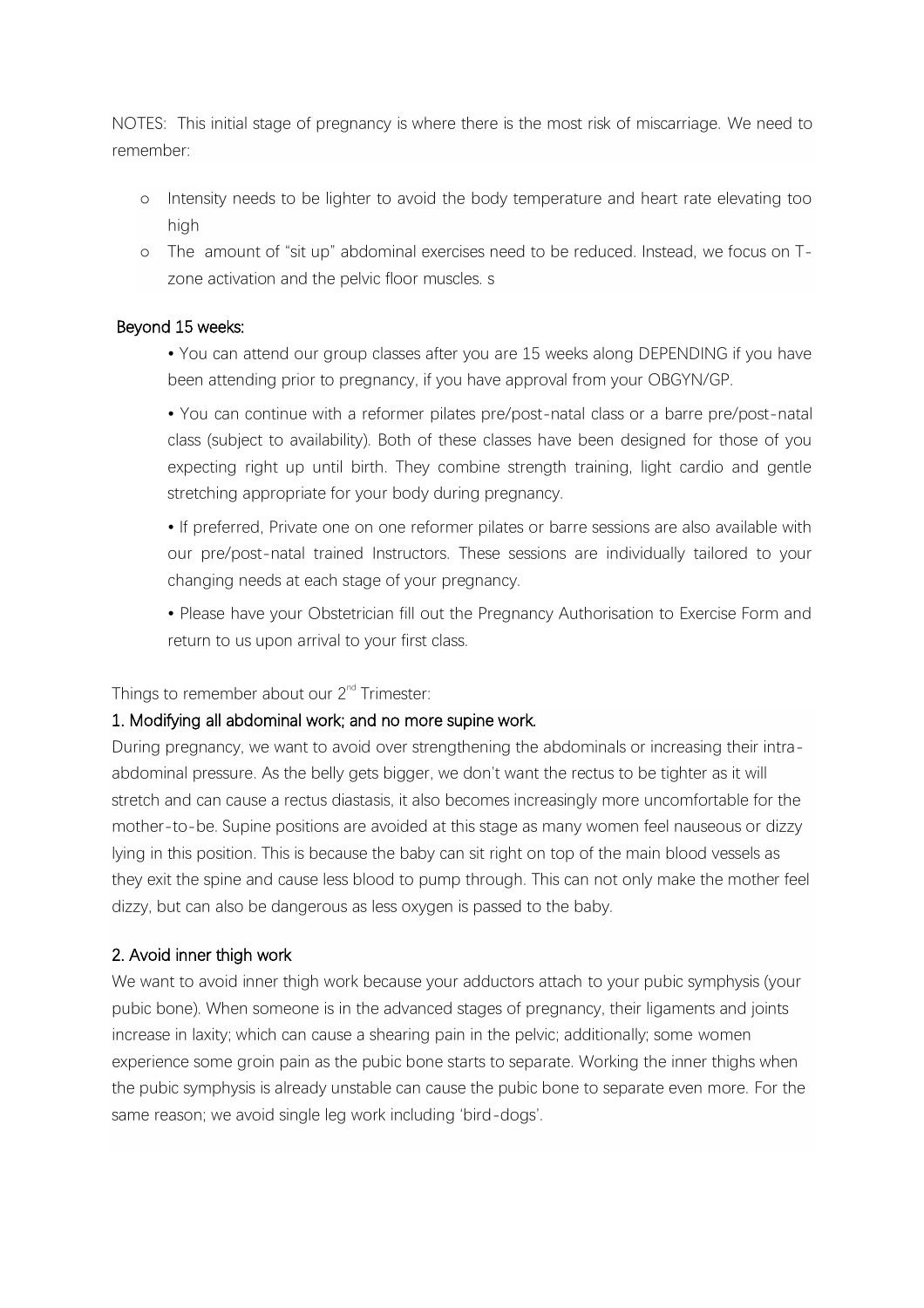NOTES: This initial stage of pregnancy is where there is the most risk of miscarriage. We need to remember:

- o Intensity needs to be lighter to avoid the body temperature and heart rate elevating too high
- o The amount of "sit up" abdominal exercises need to be reduced. Instead, we focus on T-zone activation and the pelvic floor muscles. s

### Beyond 15 weeks:

- • You can attend our group classes after you are 15 weeks along DEPENDING if you have been attending prior to pregnancy, if you have approval from your OBGYN/GP.
- • You can continue with a reformer pilates pre/post-natal class or a barre pre/post-natal class (subject to availability). Both of these classes have been designed for those of you expecting right up until birth. They combine strength training, light cardio and gentle stretching appropriate for your body during pregnancy.
- • If preferred, Private one on one reformer pilates or barre sessions are also available with our pre/post-natal trained Instructors. These sessions are individually tailored to your changing needs at each stage of your pregnancy.
- • Please have your Obstetrician fill out the Pregnancy Authorisation to Exercise Form and return to us upon arrival to your first class.

Things to remember about our 2nd Trimester:

### 1. Modifying all abdominal work; and no more supine work.

During pregnancy, we want to avoid over strengthening the abdominals or increasing their intra-abdominal pressure. As the belly gets bigger, we don't want the rectus to be tighter as it will stretch and can cause a rectus diastasis, it also becomes increasingly more uncomfortable for the mother-to-be. Supine positions are avoided at this stage as many women feel nauseous or dizzy lying in this position. This is because the baby can sit right on top of the main blood vessels as they exit the spine and cause less blood to pump through. This can not only make the mother feel dizzy, but can also be dangerous as less oxygen is passed to the baby.

### 2. Avoid inner thigh work

We want to avoid inner thigh work because your adductors attach to your pubic symphysis (your pubic bone). When someone is in the advanced stages of pregnancy, their ligaments and joints increase in laxity; which can cause a shearing pain in the pelvic; additionally; some women experience some groin pain as the pubic bone starts to separate. Working the inner thighs when the pubic symphysis is already unstable can cause the pubic bone to separate even more. For the same reason; we avoid single leg work including 'bird-dogs'.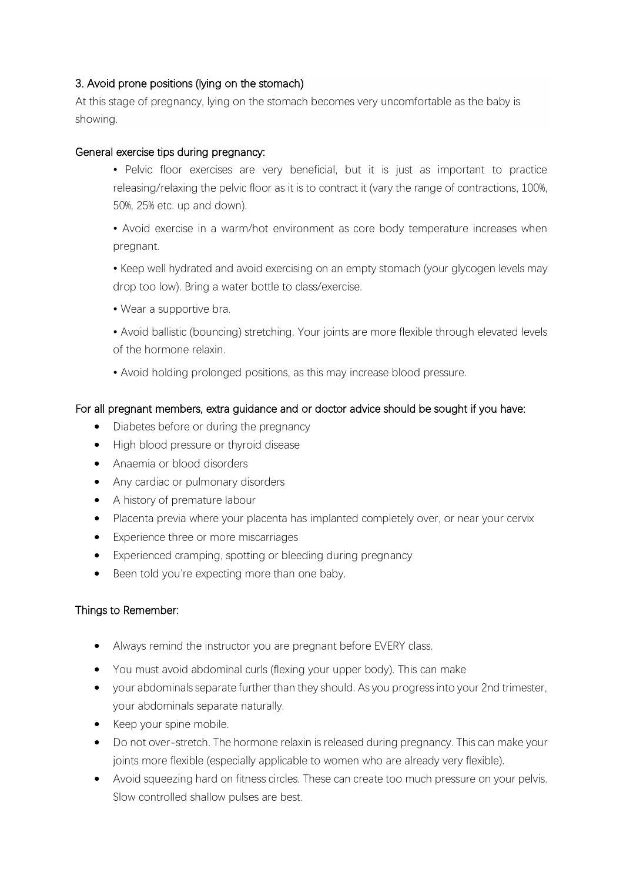### 3. Avoid prone positions (lying on the stomach)

At this stage of pregnancy, lying on the stomach becomes very uncomfortable as the baby is showing.

### General exercise tips during pregnancy:

- Pelvic floor exercises are very beneficial, but it is just as important to practice releasing/relaxing the pelvic floor as it is to contract it (vary the range of contractions, 100%, 50%, 25% etc. up and down).
- Avoid exercise in a warm/hot environment as core body temperature increases when pregnant.
- Keep well hydrated and avoid exercising on an empty stomach (your glycogen levels may drop too low). Bring a water bottle to class/exercise.
- Wear a supportive bra.
- Avoid ballistic (bouncing) stretching. Your joints are more flexible through elevated levels of the hormone relaxin.
- Avoid holding prolonged positions, as this may increase blood pressure.

### For all pregnant members, extra guidance and or doctor advice should be sought if you have:

- Diabetes before or during the pregnancy
- High blood pressure or thyroid disease
- Anaemia or blood disorders
- Any cardiac or pulmonary disorders
- A history of premature labour
- Placenta previa where your placenta has implanted completely over, or near your cervix
- Experience three or more miscarriages
- Experienced cramping, spotting or bleeding during pregnancy
- Been told you're expecting more than one baby.

### Things to Remember:

- Always remind the instructor you are pregnant before EVERY class.
- You must avoid abdominal curls (flexing your upper body). This can make
- your abdominals separate further than they should. As you progress into your 2nd trimester, your abdominals separate naturally.
- Keep your spine mobile.
- Do not over-stretch. The hormone relaxin is released during pregnancy. This can make your joints more flexible (especially applicable to women who are already very flexible).
- Avoid squeezing hard on fitness circles. These can create too much pressure on your pelvis. Slow controlled shallow pulses are best.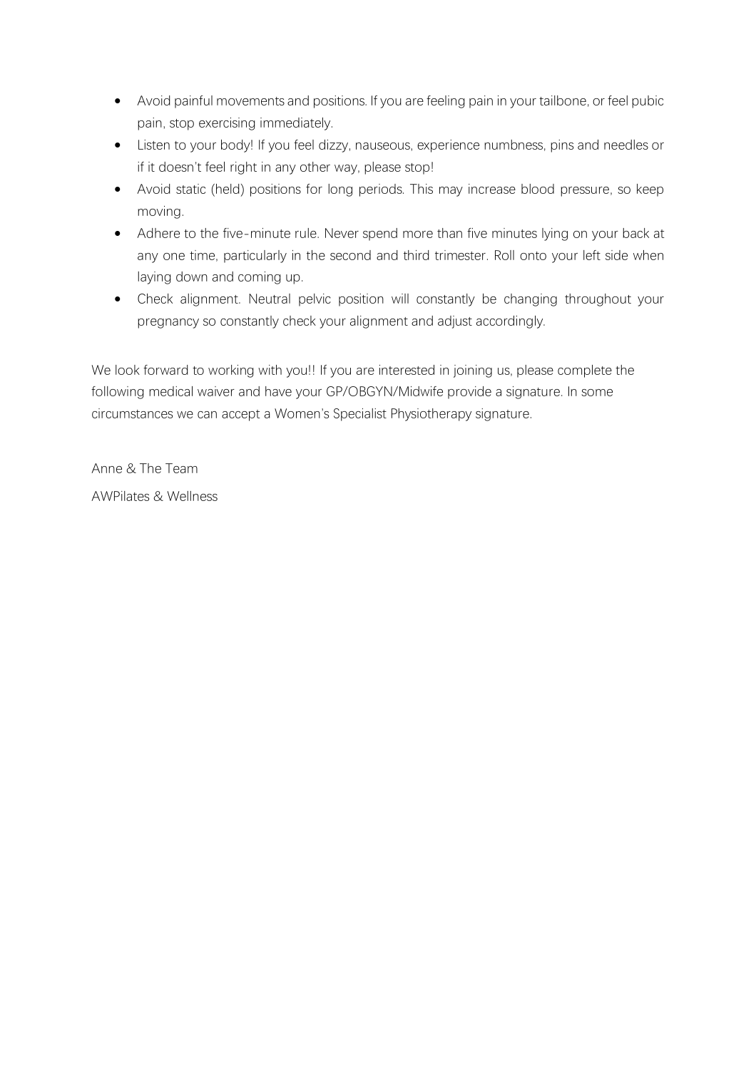- Avoid painful movements and positions. If you are feeling pain in your tailbone, or feel pubic pain, stop exercising immediately.
- Listen to your body! If you feel dizzy, nauseous, experience numbness, pins and needles or if it doesn't feel right in any other way, please stop!
- Avoid static (held) positions for long periods. This may increase blood pressure, so keep moving.
- Adhere to the five-minute rule. Never spend more than five minutes lying on your back at any one time, particularly in the second and third trimester. Roll onto your left side when laying down and coming up.
- Check alignment. Neutral pelvic position will constantly be changing throughout your pregnancy so constantly check your alignment and adjust accordingly.

We look forward to working with you!! If you are interested in joining us, please complete the following medical waiver and have your GP/OBGYN/Midwife provide a signature. In some circumstances we can accept a Women's Specialist Physiotherapy signature.

Anne & The Team

AWPilates & Wellness